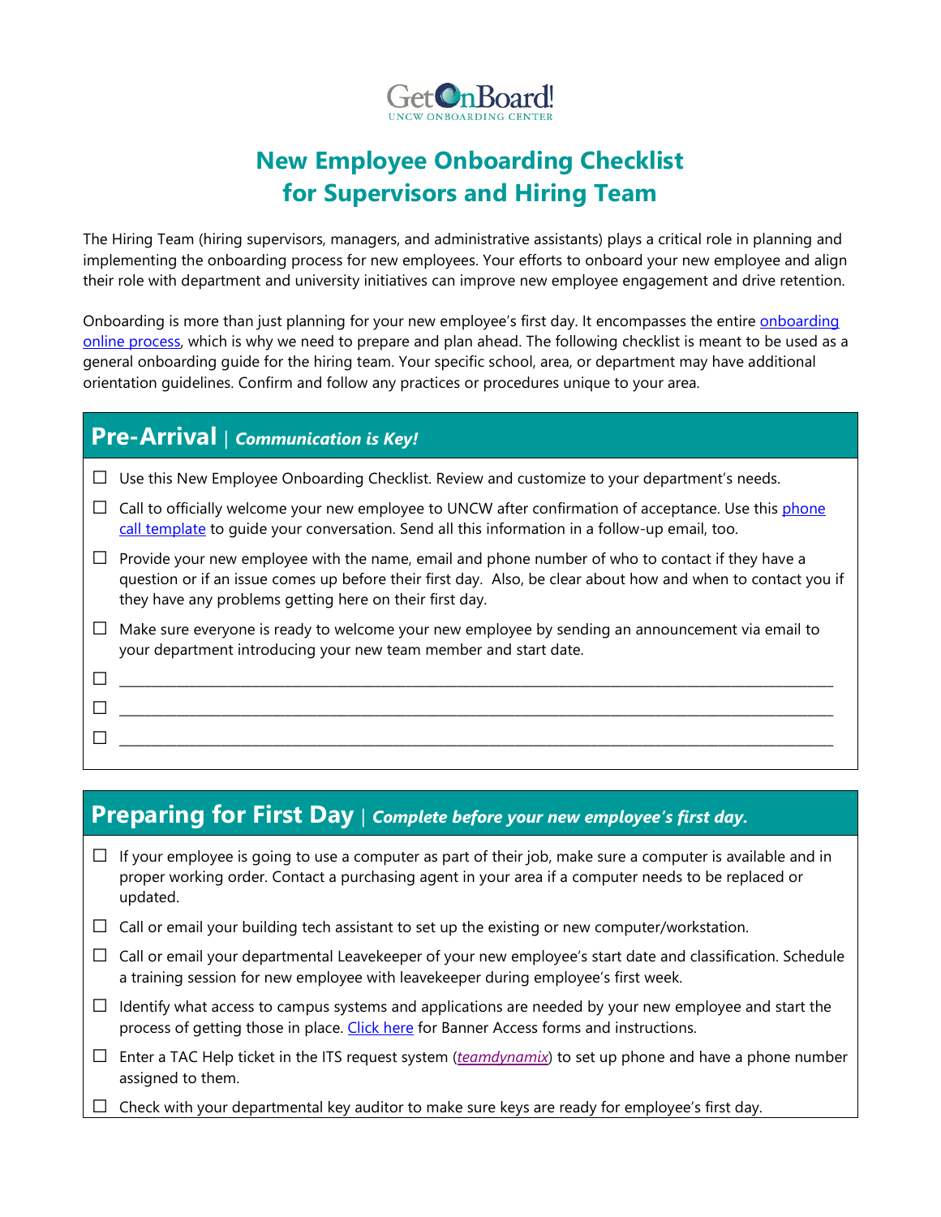GetOnBoard!
UNCW ONBOARDING CENTER

# New Employee Onboarding Checklist for Supervisors and Hiring Team

The Hiring Team (hiring supervisors, managers, and administrative assistants) plays a critical role in planning and implementing the onboarding process for new employees. Your efforts to onboard your new employee and align their role with department and university initiatives can improve new employee engagement and drive retention.

Onboarding is more than just planning for your new employee's first day. It encompasses the entire onboarding online process, which is why we need to prepare and plan ahead. The following checklist is meant to be used as a general onboarding guide for the hiring team. Your specific school, area, or department may have additional orientation guidelines. Confirm and follow any practices or procedures unique to your area.

## Pre-Arrival | *Communication is Key!*

- ☐ Use this New Employee Onboarding Checklist. Review and customize to your department's needs.
- ☐ Call to officially welcome your new employee to UNCW after confirmation of acceptance. Use this phone call template to guide your conversation. Send all this information in a follow-up email, too.
- ☐ Provide your new employee with the name, email and phone number of who to contact if they have a question or if an issue comes up before their first day. Also, be clear about how and when to contact you if they have any problems getting here on their first day.
- ☐ Make sure everyone is ready to welcome your new employee by sending an announcement via email to your department introducing your new team member and start date.
- ☐ ____________________________________________
- ☐ ____________________________________________
- ☐ ____________________________________________

## Preparing for First Day | *Complete before your new employee's first day.*

- ☐ If your employee is going to use a computer as part of their job, make sure a computer is available and in proper working order. Contact a purchasing agent in your area if a computer needs to be replaced or updated.
- ☐ Call or email your building tech assistant to set up the existing or new computer/workstation.
- ☐ Call or email your departmental Leavekeeper of your new employee's start date and classification. Schedule a training session for new employee with leavekeeper during employee's first week.
- ☐ Identify what access to campus systems and applications are needed by your new employee and start the process of getting those in place. Click here for Banner Access forms and instructions.
- ☐ Enter a TAC Help ticket in the ITS request system (*teamdynamix*) to set up phone and have a phone number assigned to them.
- ☐ Check with your departmental key auditor to make sure keys are ready for employee's first day.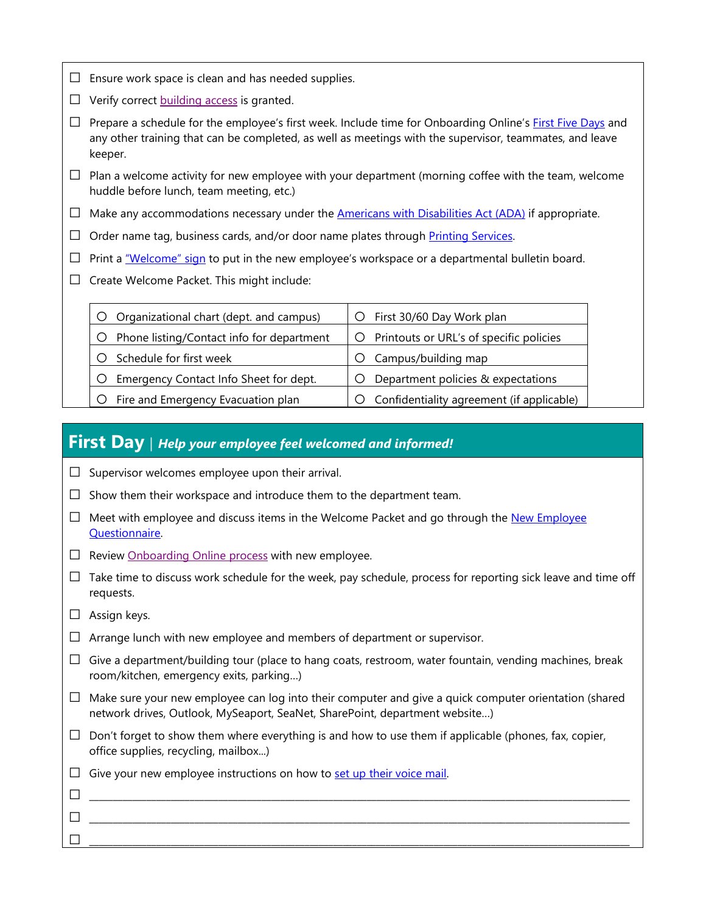- ☐ Ensure work space is clean and has needed supplies.
- ☐ Verify correct building access is granted.
- ☐ Prepare a schedule for the employee's first week. Include time for Onboarding Online's First Five Days and any other training that can be completed, as well as meetings with the supervisor, teammates, and leave keeper.
- ☐ Plan a welcome activity for new employee with your department (morning coffee with the team, welcome huddle before lunch, team meeting, etc.)
- ☐ Make any accommodations necessary under the Americans with Disabilities Act (ADA) if appropriate.
- ☐ Order name tag, business cards, and/or door name plates through Printing Services.
- ☐ Print a "Welcome" sign to put in the new employee's workspace or a departmental bulletin board.
- ☐ Create Welcome Packet. This might include:

| | |
|---|---|
| ○ Organizational chart (dept. and campus) | ○ First 30/60 Day Work plan |
| ○ Phone listing/Contact info for department | ○ Printouts or URL's of specific policies |
| ○ Schedule for first week | ○ Campus/building map |
| ○ Emergency Contact Info Sheet for dept. | ○ Department policies & expectations |
| ○ Fire and Emergency Evacuation plan | ○ Confidentiality agreement (if applicable) |

## First Day | *Help your employee feel welcomed and informed!*

- ☐ Supervisor welcomes employee upon their arrival.
- ☐ Show them their workspace and introduce them to the department team.
- ☐ Meet with employee and discuss items in the Welcome Packet and go through the New Employee Questionnaire.
- ☐ Review Onboarding Online process with new employee.
- ☐ Take time to discuss work schedule for the week, pay schedule, process for reporting sick leave and time off requests.
- ☐ Assign keys.
- ☐ Arrange lunch with new employee and members of department or supervisor.
- ☐ Give a department/building tour (place to hang coats, restroom, water fountain, vending machines, break room/kitchen, emergency exits, parking…)
- ☐ Make sure your new employee can log into their computer and give a quick computer orientation (shared network drives, Outlook, MySeaport, SeaNet, SharePoint, department website…)
- ☐ Don't forget to show them where everything is and how to use them if applicable (phones, fax, copier, office supplies, recycling, mailbox…)
- ☐ Give your new employee instructions on how to set up their voice mail.
- ☐ ______________________________________________________________________________
- ☐ ______________________________________________________________________________
- ☐ ______________________________________________________________________________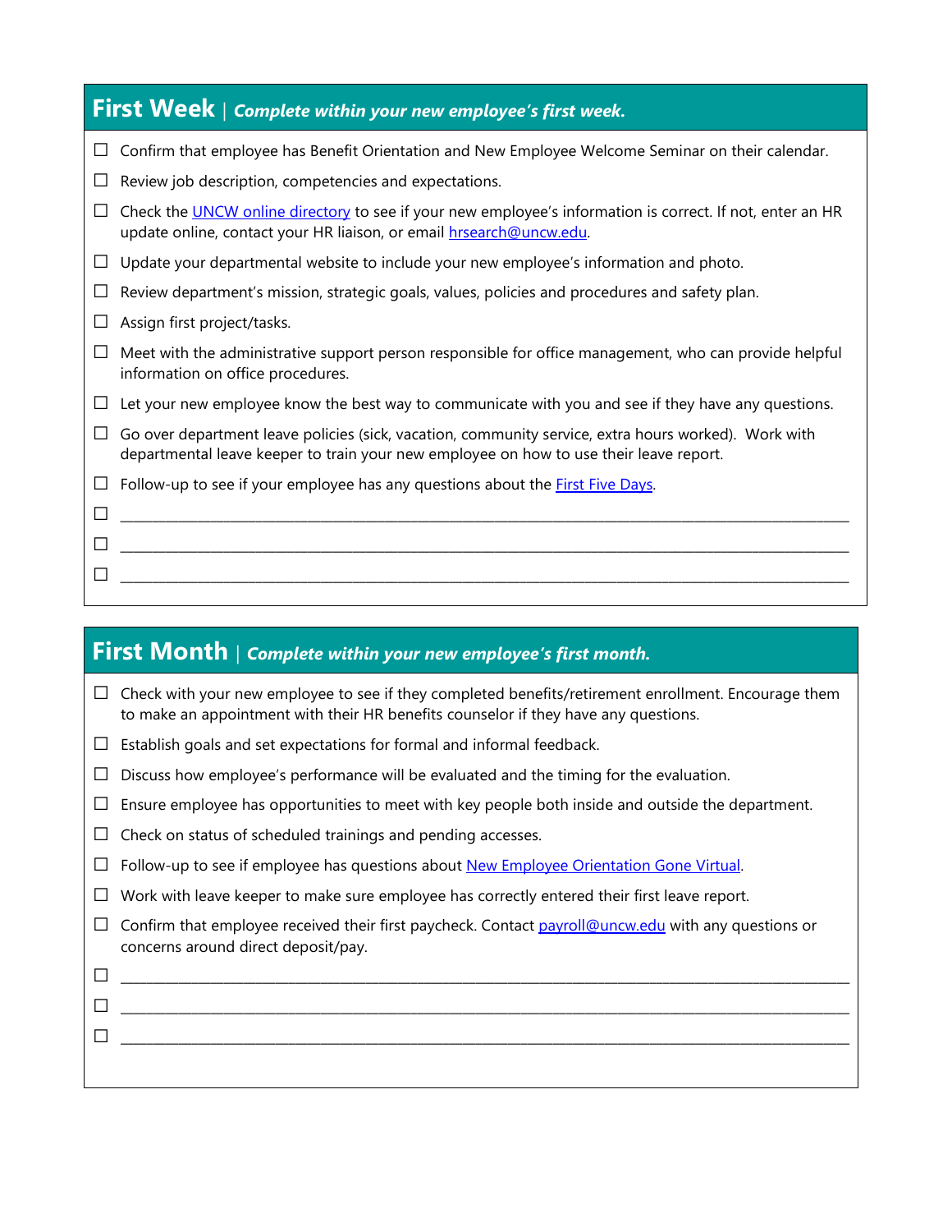## First Week | *Complete within your new employee's first week.*

- ☐ Confirm that employee has Benefit Orientation and New Employee Welcome Seminar on their calendar.
- ☐ Review job description, competencies and expectations.
- ☐ Check the [UNCW online directory]() to see if your new employee's information is correct. If not, enter an HR update online, contact your HR liaison, or email [hrsearch@uncw.edu]().
- ☐ Update your departmental website to include your new employee's information and photo.
- ☐ Review department's mission, strategic goals, values, policies and procedures and safety plan.
- ☐ Assign first project/tasks.
- ☐ Meet with the administrative support person responsible for office management, who can provide helpful information on office procedures.
- ☐ Let your new employee know the best way to communicate with you and see if they have any questions.
- ☐ Go over department leave policies (sick, vacation, community service, extra hours worked). Work with departmental leave keeper to train your new employee on how to use their leave report.
- ☐ Follow-up to see if your employee has any questions about the [First Five Days]().
- ☐ ______________________________________________________________________________
- ☐ ______________________________________________________________________________
- ☐ ______________________________________________________________________________

## First Month | *Complete within your new employee's first month.*

- ☐ Check with your new employee to see if they completed benefits/retirement enrollment. Encourage them to make an appointment with their HR benefits counselor if they have any questions.
- ☐ Establish goals and set expectations for formal and informal feedback.
- ☐ Discuss how employee's performance will be evaluated and the timing for the evaluation.
- ☐ Ensure employee has opportunities to meet with key people both inside and outside the department.
- ☐ Check on status of scheduled trainings and pending accesses.
- ☐ Follow-up to see if employee has questions about [New Employee Orientation Gone Virtual]().
- ☐ Work with leave keeper to make sure employee has correctly entered their first leave report.
- ☐ Confirm that employee received their first paycheck. Contact [payroll@uncw.edu]() with any questions or concerns around direct deposit/pay.
- ☐ ______________________________________________________________________________
- ☐ ______________________________________________________________________________
- ☐ ______________________________________________________________________________